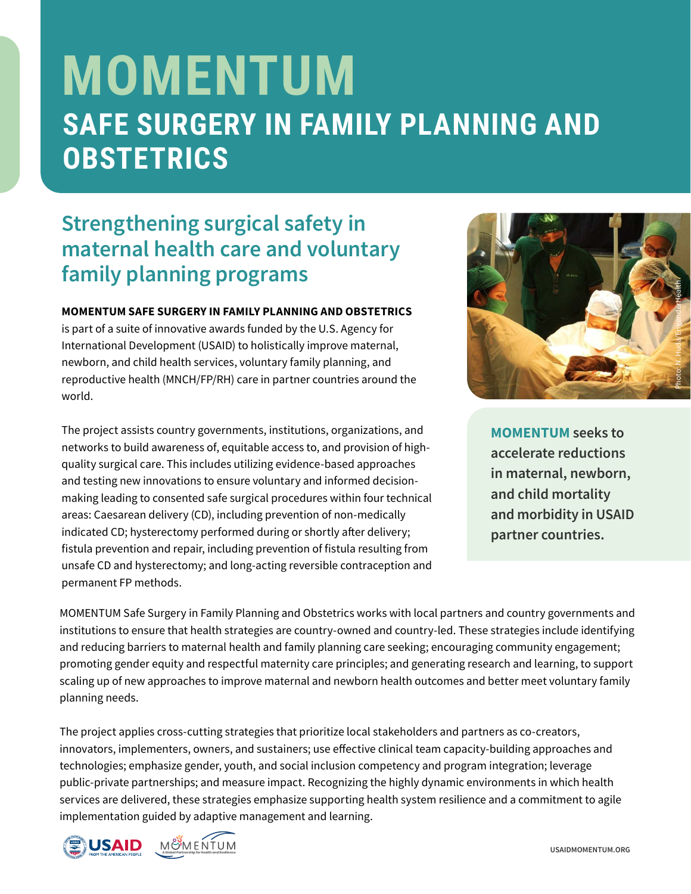# MOMENTUM

## SAFE SURGERY IN FAMILY PLANNING AND OBSTETRICS

### Strengthening surgical safety in maternal health care and voluntary family planning programs

**MOMENTUM SAFE SURGERY IN FAMILY PLANNING AND OBSTETRICS** is part of a suite of innovative awards funded by the U.S. Agency for International Development (USAID) to holistically improve maternal, newborn, and child health services, voluntary family planning, and reproductive health (MNCH/FP/RH) care in partner countries around the world.

The project assists country governments, institutions, organizations, and networks to build awareness of, equitable access to, and provision of high-quality surgical care. This includes utilizing evidence-based approaches and testing new innovations to ensure voluntary and informed decision-making leading to consented safe surgical procedures within four technical areas: Caesarean delivery (CD), including prevention of non-medically indicated CD; hysterectomy performed during or shortly after delivery; fistula prevention and repair, including prevention of fistula resulting from unsafe CD and hysterectomy; and long-acting reversible contraception and permanent FP methods.

Photo: N. Huda/EngenderHealth

**MOMENTUM seeks to accelerate reductions in maternal, newborn, and child mortality and morbidity in USAID partner countries.**

MOMENTUM Safe Surgery in Family Planning and Obstetrics works with local partners and country governments and institutions to ensure that health strategies are country-owned and country-led. These strategies include identifying and reducing barriers to maternal health and family planning care seeking; encouraging community engagement; promoting gender equity and respectful maternity care principles; and generating research and learning, to support scaling up of new approaches to improve maternal and newborn health outcomes and better meet voluntary family planning needs.

The project applies cross-cutting strategies that prioritize local stakeholders and partners as co-creators, innovators, implementers, owners, and sustainers; use effective clinical team capacity-building approaches and technologies; emphasize gender, youth, and social inclusion competency and program integration; leverage public-private partnerships; and measure impact. Recognizing the highly dynamic environments in which health services are delivered, these strategies emphasize supporting health system resilience and a commitment to agile implementation guided by adaptive management and learning.

USAIDMOMENTUM.ORG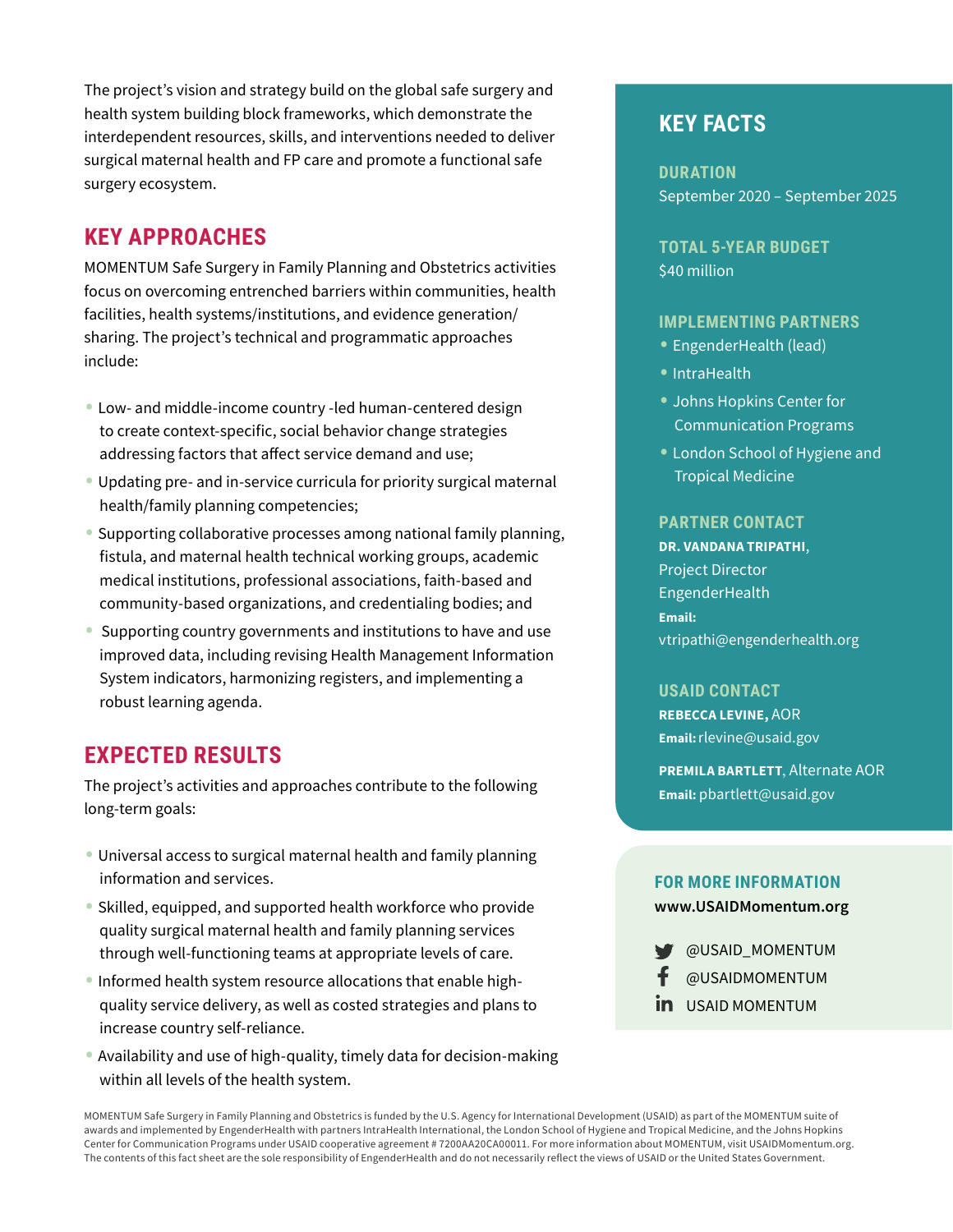The project's vision and strategy build on the global safe surgery and health system building block frameworks, which demonstrate the interdependent resources, skills, and interventions needed to deliver surgical maternal health and FP care and promote a functional safe surgery ecosystem.

## KEY APPROACHES

MOMENTUM Safe Surgery in Family Planning and Obstetrics activities focus on overcoming entrenched barriers within communities, health facilities, health systems/institutions, and evidence generation/sharing. The project's technical and programmatic approaches include:

- Low- and middle-income country -led human-centered design to create context-specific, social behavior change strategies addressing factors that affect service demand and use;
- Updating pre- and in-service curricula for priority surgical maternal health/family planning competencies;
- Supporting collaborative processes among national family planning, fistula, and maternal health technical working groups, academic medical institutions, professional associations, faith-based and community-based organizations, and credentialing bodies; and
- Supporting country governments and institutions to have and use improved data, including revising Health Management Information System indicators, harmonizing registers, and implementing a robust learning agenda.

## EXPECTED RESULTS

The project's activities and approaches contribute to the following long-term goals:

- Universal access to surgical maternal health and family planning information and services.
- Skilled, equipped, and supported health workforce who provide quality surgical maternal health and family planning services through well-functioning teams at appropriate levels of care.
- Informed health system resource allocations that enable high-quality service delivery, as well as costed strategies and plans to increase country self-reliance.
- Availability and use of high-quality, timely data for decision-making within all levels of the health system.

## KEY FACTS

### DURATION
September 2020 – September 2025

### TOTAL 5-YEAR BUDGET
$40 million

### IMPLEMENTING PARTNERS
- EngenderHealth (lead)
- IntraHealth
- Johns Hopkins Center for Communication Programs
- London School of Hygiene and Tropical Medicine

### PARTNER CONTACT
**DR. VANDANA TRIPATHI**,
Project Director
EngenderHealth
**Email:**
vtripathi@engenderhealth.org

### USAID CONTACT
**REBECCA LEVINE,** AOR
**Email:** rlevine@usaid.gov

**PREMILA BARTLETT**, Alternate AOR
**Email:** pbartlett@usaid.gov

### FOR MORE INFORMATION
**www.USAIDMomentum.org**

@USAID_MOMENTUM
@USAIDMOMENTUM
USAID MOMENTUM

MOMENTUM Safe Surgery in Family Planning and Obstetrics is funded by the U.S. Agency for International Development (USAID) as part of the MOMENTUM suite of awards and implemented by EngenderHealth with partners IntraHealth International, the London School of Hygiene and Tropical Medicine, and the Johns Hopkins Center for Communication Programs under USAID cooperative agreement # 7200AA20CA00011. For more information about MOMENTUM, visit USAIDMomentum.org. The contents of this fact sheet are the sole responsibility of EngenderHealth and do not necessarily reflect the views of USAID or the United States Government.